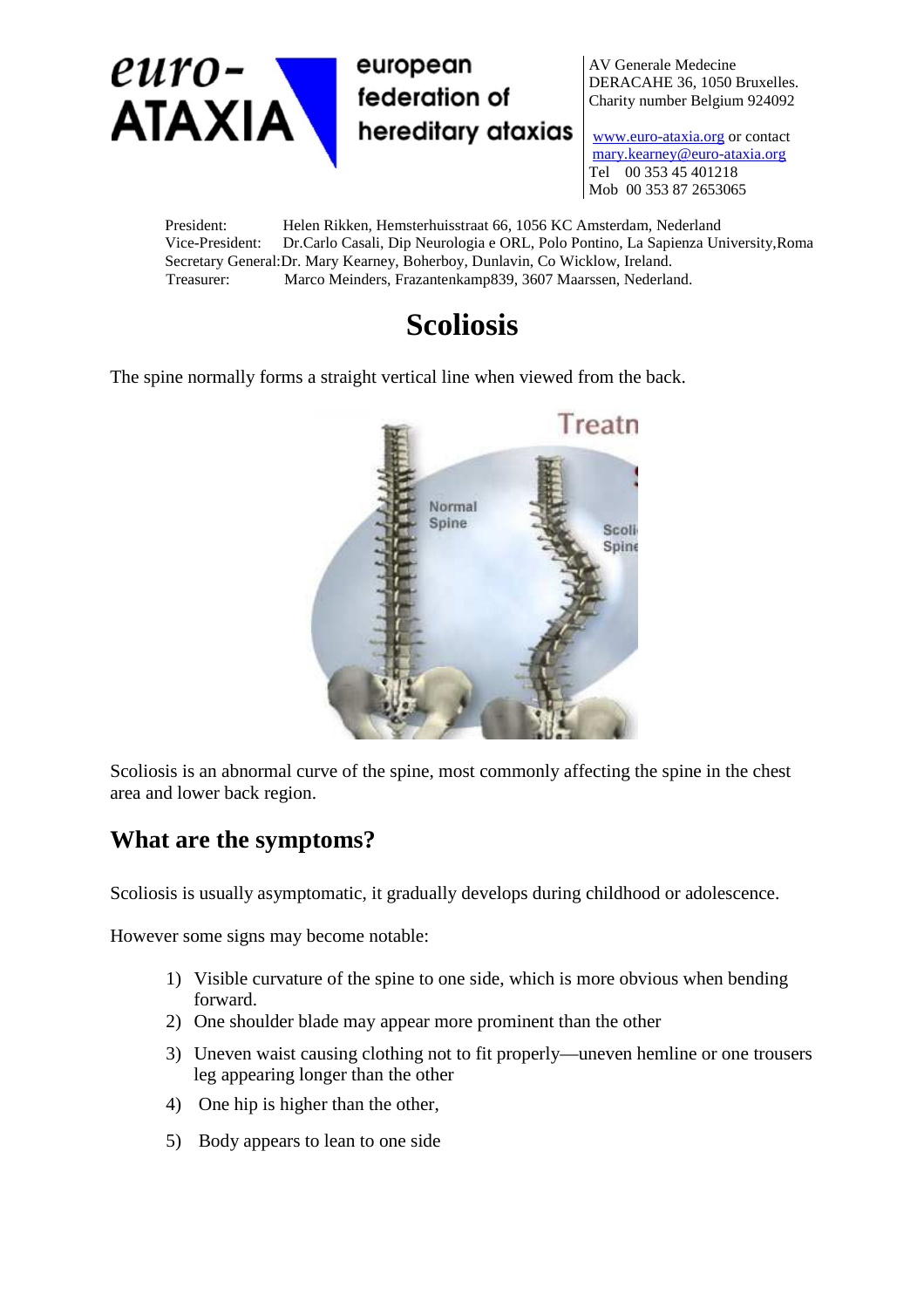euro-ATAXIA european federation of hereditary ataxias

AV Generale Medecine
DERACAHE 36, 1050 Bruxelles.
Charity number Belgium 924092

www.euro-ataxia.org or contact mary.kearney@euro-ataxia.org
Tel 00 353 45 401218
Mob 00 353 87 2653065

President: Helen Rikken, Hemsterhuisstraat 66, 1056 KC Amsterdam, Nederland
Vice-President: Dr.Carlo Casali, Dip Neurologia e ORL, Polo Pontino, La Sapienza University,Roma
Secretary General: Dr. Mary Kearney, Boherboy, Dunlavin, Co Wicklow, Ireland.
Treasurer: Marco Meinders, Frazantenkamp839, 3607 Maarssen, Nederland.

# Scoliosis

The spine normally forms a straight vertical line when viewed from the back.

Scoliosis is an abnormal curve of the spine, most commonly affecting the spine in the chest area and lower back region.

## What are the symptoms?

Scoliosis is usually asymptomatic, it gradually develops during childhood or adolescence.

However some signs may become notable:

1) Visible curvature of the spine to one side, which is more obvious when bending forward.
2) One shoulder blade may appear more prominent than the other
3) Uneven waist causing clothing not to fit properly—uneven hemline or one trousers leg appearing longer than the other
4) One hip is higher than the other,
5) Body appears to lean to one side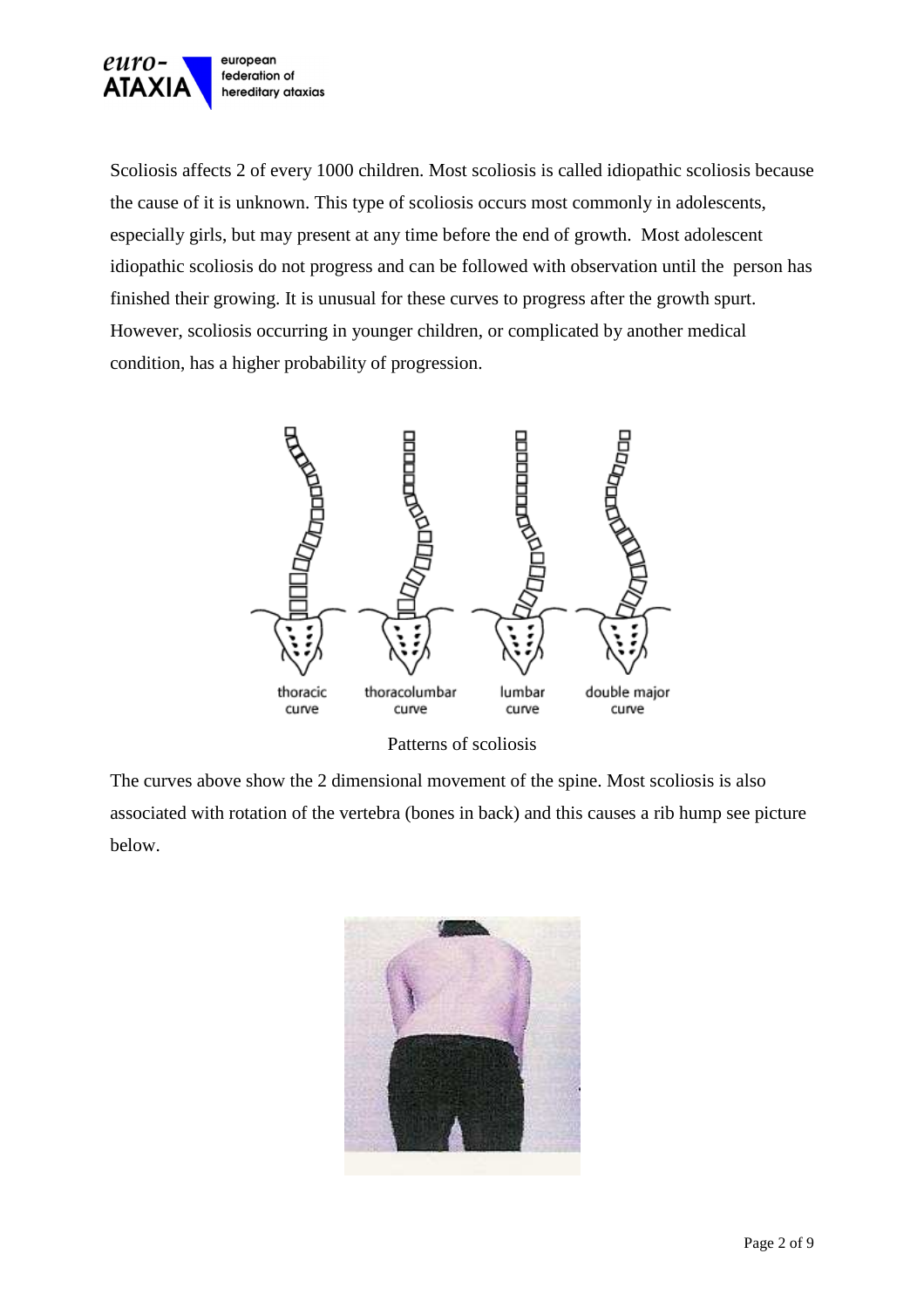Scoliosis affects 2 of every 1000 children. Most scoliosis is called idiopathic scoliosis because the cause of it is unknown. This type of scoliosis occurs most commonly in adolescents, especially girls, but may present at any time before the end of growth. Most adolescent idiopathic scoliosis do not progress and can be followed with observation until the person has finished their growing. It is unusual for these curves to progress after the growth spurt. However, scoliosis occurring in younger children, or complicated by another medical condition, has a higher probability of progression.

thoracic curve | thoracolumbar curve | lumbar curve | double major curve

Patterns of scoliosis

The curves above show the 2 dimensional movement of the spine. Most scoliosis is also associated with rotation of the vertebra (bones in back) and this causes a rib hump see picture below.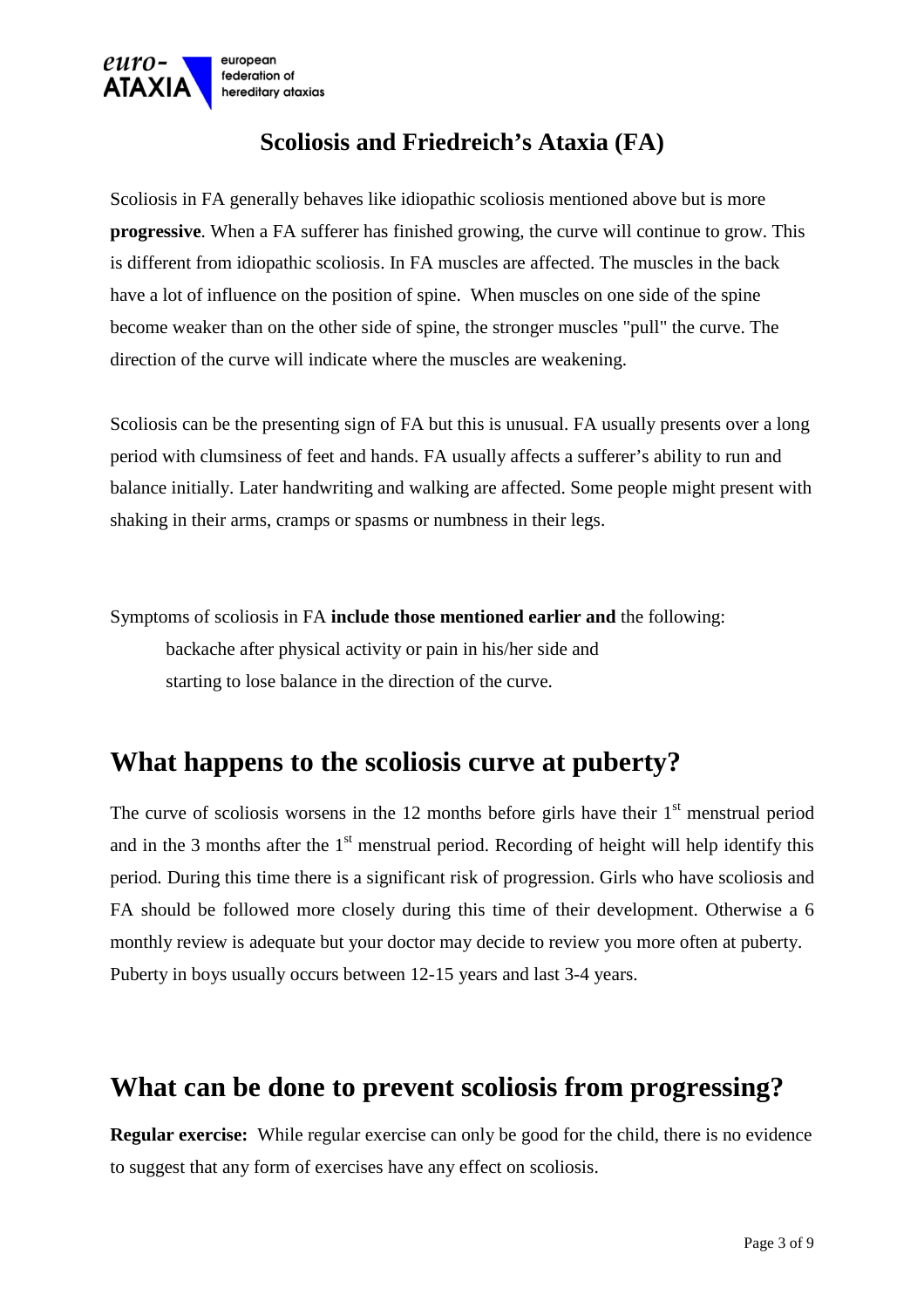## Scoliosis and Friedreich's Ataxia (FA)

Scoliosis in FA generally behaves like idiopathic scoliosis mentioned above but is more **progressive**. When a FA sufferer has finished growing, the curve will continue to grow. This is different from idiopathic scoliosis. In FA muscles are affected. The muscles in the back have a lot of influence on the position of spine. When muscles on one side of the spine become weaker than on the other side of spine, the stronger muscles "pull" the curve. The direction of the curve will indicate where the muscles are weakening.

Scoliosis can be the presenting sign of FA but this is unusual. FA usually presents over a long period with clumsiness of feet and hands. FA usually affects a sufferer's ability to run and balance initially. Later handwriting and walking are affected. Some people might present with shaking in their arms, cramps or spasms or numbness in their legs.

Symptoms of scoliosis in FA **include those mentioned earlier and** the following:

backache after physical activity or pain in his/her side and
starting to lose balance in the direction of the curve.

# What happens to the scoliosis curve at puberty?

The curve of scoliosis worsens in the 12 months before girls have their 1st menstrual period and in the 3 months after the 1st menstrual period. Recording of height will help identify this period. During this time there is a significant risk of progression. Girls who have scoliosis and FA should be followed more closely during this time of their development. Otherwise a 6 monthly review is adequate but your doctor may decide to review you more often at puberty. Puberty in boys usually occurs between 12-15 years and last 3-4 years.

# What can be done to prevent scoliosis from progressing?

**Regular exercise:** While regular exercise can only be good for the child, there is no evidence to suggest that any form of exercises have any effect on scoliosis.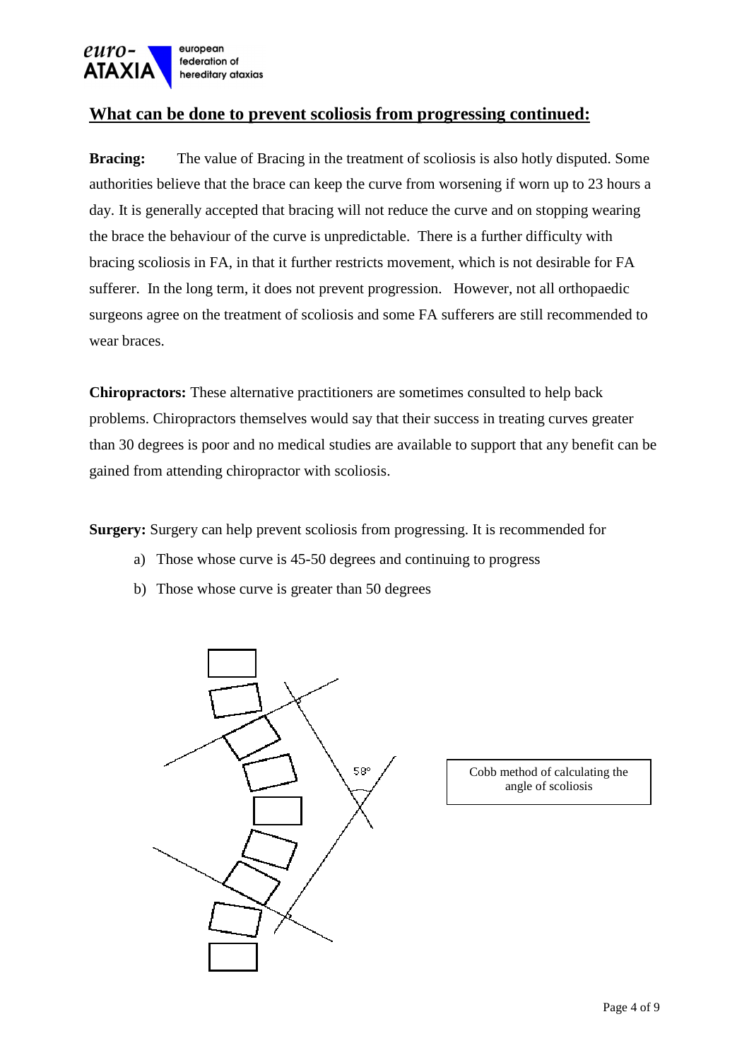## What can be done to prevent scoliosis from progressing continued:

**Bracing:** The value of Bracing in the treatment of scoliosis is also hotly disputed. Some authorities believe that the brace can keep the curve from worsening if worn up to 23 hours a day. It is generally accepted that bracing will not reduce the curve and on stopping wearing the brace the behaviour of the curve is unpredictable. There is a further difficulty with bracing scoliosis in FA, in that it further restricts movement, which is not desirable for FA sufferer. In the long term, it does not prevent progression. However, not all orthopaedic surgeons agree on the treatment of scoliosis and some FA sufferers are still recommended to wear braces.

**Chiropractors:** These alternative practitioners are sometimes consulted to help back problems. Chiropractors themselves would say that their success in treating curves greater than 30 degrees is poor and no medical studies are available to support that any benefit can be gained from attending chiropractor with scoliosis.

**Surgery:** Surgery can help prevent scoliosis from progressing. It is recommended for

a) Those whose curve is 45-50 degrees and continuing to progress
b) Those whose curve is greater than 50 degrees

Cobb method of calculating the angle of scoliosis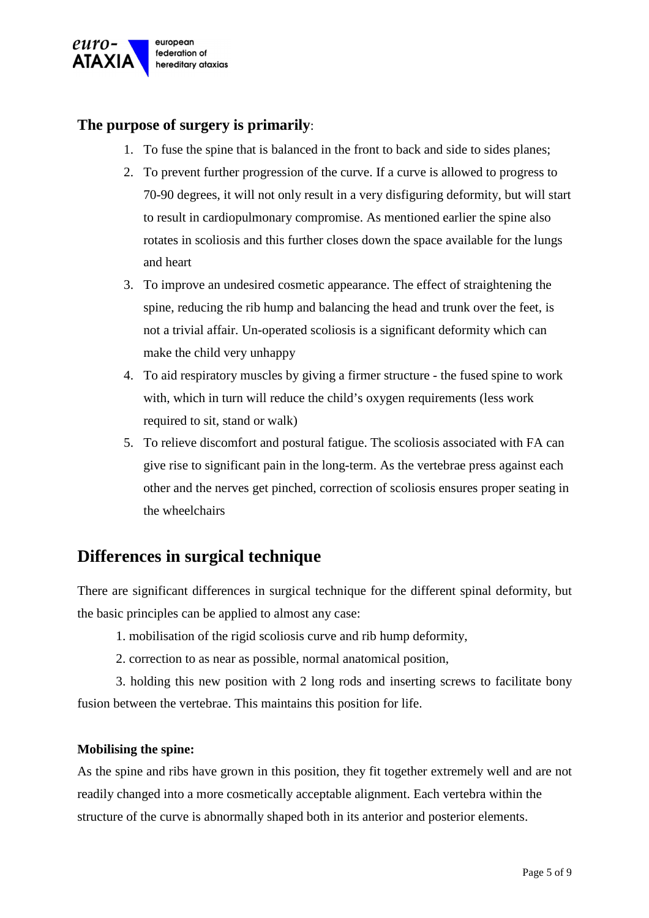**The purpose of surgery is primarily**:

1. To fuse the spine that is balanced in the front to back and side to sides planes;
2. To prevent further progression of the curve. If a curve is allowed to progress to 70-90 degrees, it will not only result in a very disfiguring deformity, but will start to result in cardiopulmonary compromise. As mentioned earlier the spine also rotates in scoliosis and this further closes down the space available for the lungs and heart
3. To improve an undesired cosmetic appearance. The effect of straightening the spine, reducing the rib hump and balancing the head and trunk over the feet, is not a trivial affair. Un-operated scoliosis is a significant deformity which can make the child very unhappy
4. To aid respiratory muscles by giving a firmer structure - the fused spine to work with, which in turn will reduce the child's oxygen requirements (less work required to sit, stand or walk)
5. To relieve discomfort and postural fatigue. The scoliosis associated with FA can give rise to significant pain in the long-term. As the vertebrae press against each other and the nerves get pinched, correction of scoliosis ensures proper seating in the wheelchairs

## Differences in surgical technique

There are significant differences in surgical technique for the different spinal deformity, but the basic principles can be applied to almost any case:

1. mobilisation of the rigid scoliosis curve and rib hump deformity,
2. correction to as near as possible, normal anatomical position,
3. holding this new position with 2 long rods and inserting screws to facilitate bony fusion between the vertebrae. This maintains this position for life.

**Mobilising the spine:**

As the spine and ribs have grown in this position, they fit together extremely well and are not readily changed into a more cosmetically acceptable alignment. Each vertebra within the structure of the curve is abnormally shaped both in its anterior and posterior elements.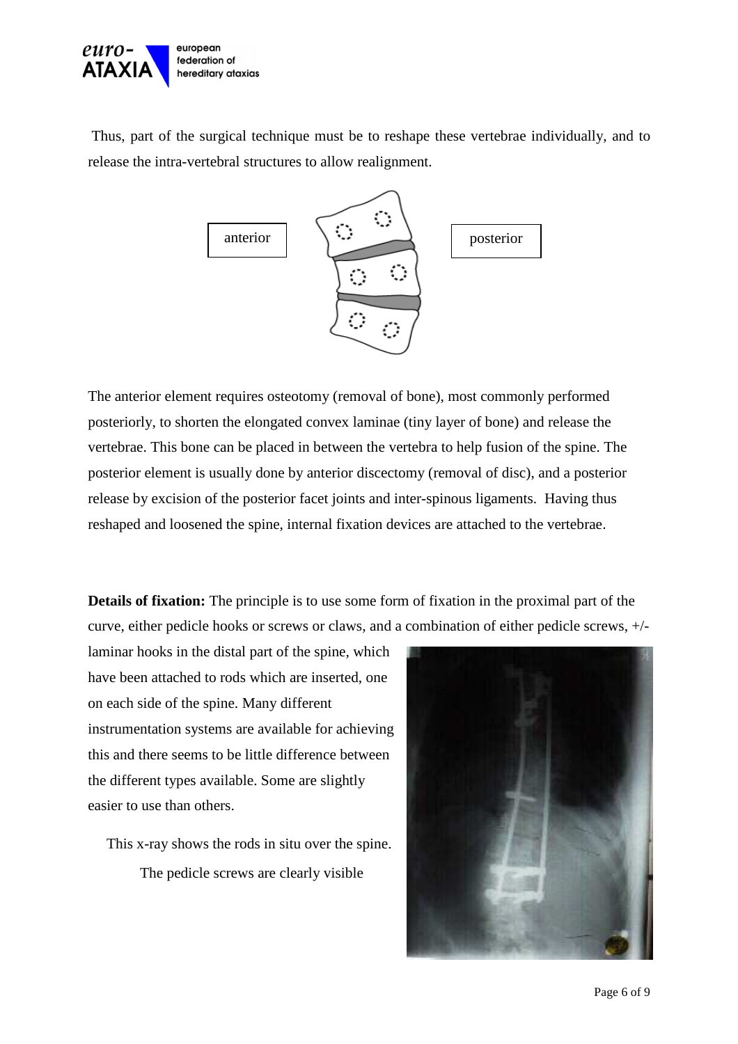Thus, part of the surgical technique must be to reshape these vertebrae individually, and to release the intra-vertebral structures to allow realignment.

anterior

posterior

The anterior element requires osteotomy (removal of bone), most commonly performed posteriorly, to shorten the elongated convex laminae (tiny layer of bone) and release the vertebrae. This bone can be placed in between the vertebra to help fusion of the spine. The posterior element is usually done by anterior discectomy (removal of disc), and a posterior release by excision of the posterior facet joints and inter-spinous ligaments. Having thus reshaped and loosened the spine, internal fixation devices are attached to the vertebrae.

**Details of fixation:** The principle is to use some form of fixation in the proximal part of the curve, either pedicle hooks or screws or claws, and a combination of either pedicle screws, +/- laminar hooks in the distal part of the spine, which have been attached to rods which are inserted, one on each side of the spine. Many different instrumentation systems are available for achieving this and there seems to be little difference between the different types available. Some are slightly easier to use than others.

This x-ray shows the rods in situ over the spine. The pedicle screws are clearly visible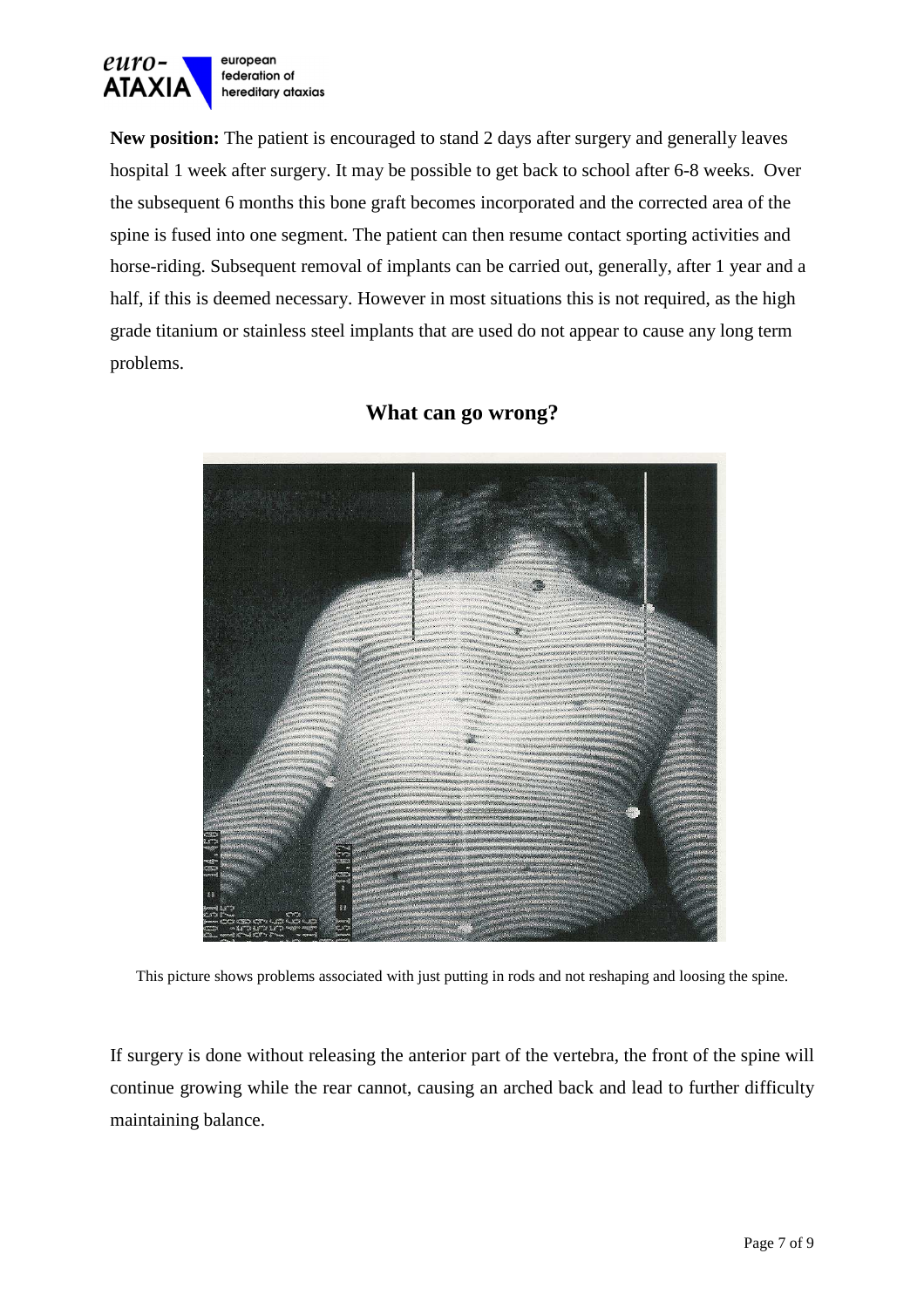**New position:** The patient is encouraged to stand 2 days after surgery and generally leaves hospital 1 week after surgery. It may be possible to get back to school after 6-8 weeks. Over the subsequent 6 months this bone graft becomes incorporated and the corrected area of the spine is fused into one segment. The patient can then resume contact sporting activities and horse-riding. Subsequent removal of implants can be carried out, generally, after 1 year and a half, if this is deemed necessary. However in most situations this is not required, as the high grade titanium or stainless steel implants that are used do not appear to cause any long term problems.

## What can go wrong?

This picture shows problems associated with just putting in rods and not reshaping and loosing the spine.

If surgery is done without releasing the anterior part of the vertebra, the front of the spine will continue growing while the rear cannot, causing an arched back and lead to further difficulty maintaining balance.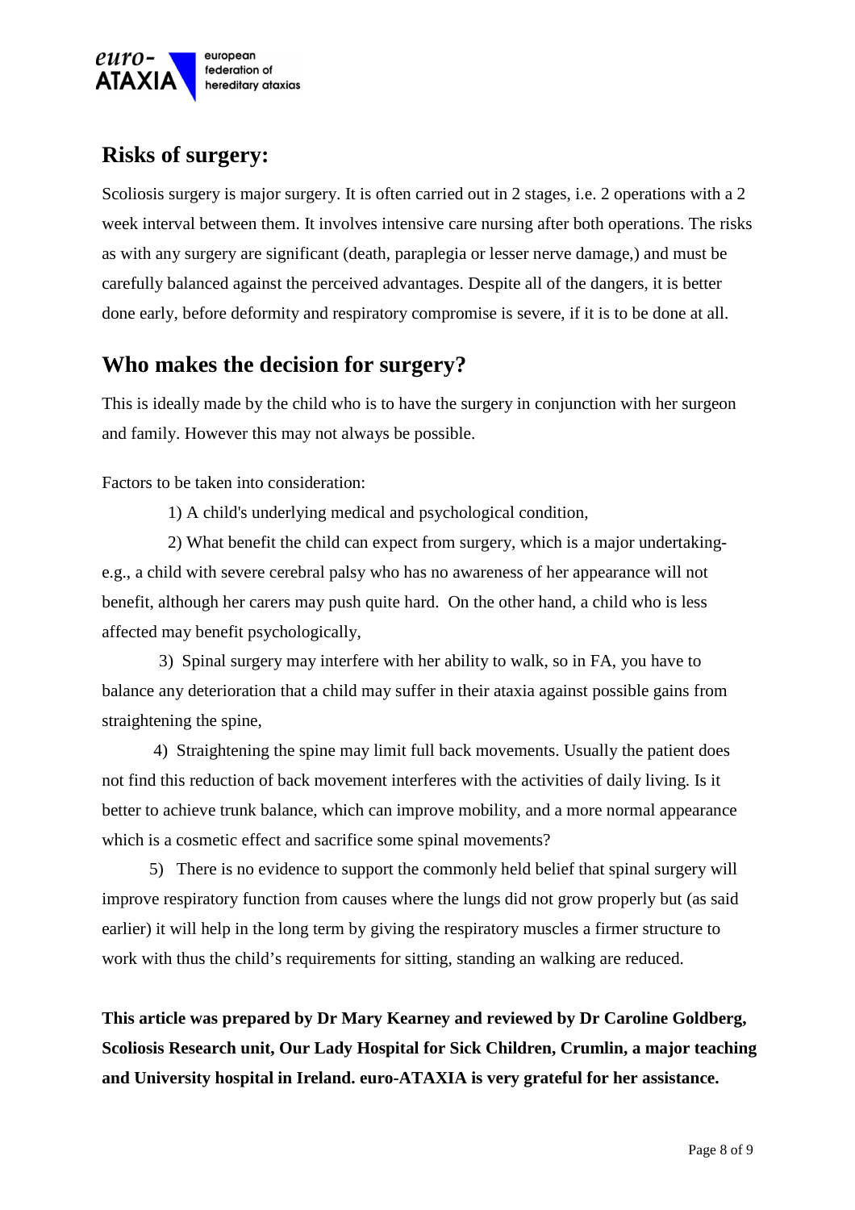## Risks of surgery:

Scoliosis surgery is major surgery. It is often carried out in 2 stages, i.e. 2 operations with a 2 week interval between them. It involves intensive care nursing after both operations. The risks as with any surgery are significant (death, paraplegia or lesser nerve damage,) and must be carefully balanced against the perceived advantages. Despite all of the dangers, it is better done early, before deformity and respiratory compromise is severe, if it is to be done at all.

## Who makes the decision for surgery?

This is ideally made by the child who is to have the surgery in conjunction with her surgeon and family. However this may not always be possible.

Factors to be taken into consideration:

1) A child's underlying medical and psychological condition,

2) What benefit the child can expect from surgery, which is a major undertaking- e.g., a child with severe cerebral palsy who has no awareness of her appearance will not benefit, although her carers may push quite hard. On the other hand, a child who is less affected may benefit psychologically,

3) Spinal surgery may interfere with her ability to walk, so in FA, you have to balance any deterioration that a child may suffer in their ataxia against possible gains from straightening the spine,

4) Straightening the spine may limit full back movements. Usually the patient does not find this reduction of back movement interferes with the activities of daily living. Is it better to achieve trunk balance, which can improve mobility, and a more normal appearance which is a cosmetic effect and sacrifice some spinal movements?

5) There is no evidence to support the commonly held belief that spinal surgery will improve respiratory function from causes where the lungs did not grow properly but (as said earlier) it will help in the long term by giving the respiratory muscles a firmer structure to work with thus the child's requirements for sitting, standing an walking are reduced.

**This article was prepared by Dr Mary Kearney and reviewed by Dr Caroline Goldberg, Scoliosis Research unit, Our Lady Hospital for Sick Children, Crumlin, a major teaching and University hospital in Ireland. euro-ATAXIA is very grateful for her assistance.**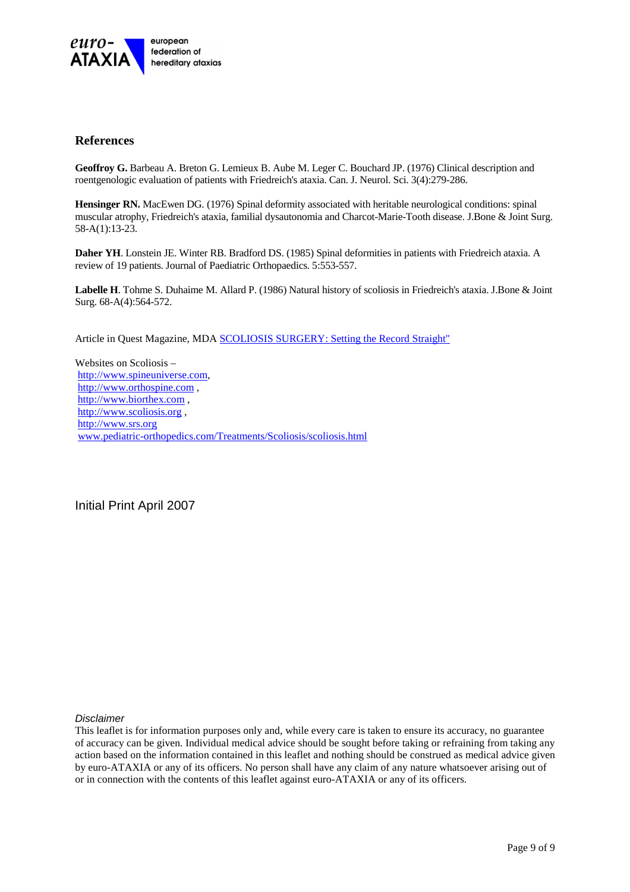## References

**Geoffroy G.** Barbeau A. Breton G. Lemieux B. Aube M. Leger C. Bouchard JP. (1976) Clinical description and roentgenologic evaluation of patients with Friedreich's ataxia. Can. J. Neurol. Sci. 3(4):279-286.

**Hensinger RN.** MacEwen DG. (1976) Spinal deformity associated with heritable neurological conditions: spinal muscular atrophy, Friedreich's ataxia, familial dysautonomia and Charcot-Marie-Tooth disease. J.Bone & Joint Surg. 58-A(1):13-23.

**Daher YH**. Lonstein JE. Winter RB. Bradford DS. (1985) Spinal deformities in patients with Friedreich ataxia. A review of 19 patients. Journal of Paediatric Orthopaedics. 5:553-557.

**Labelle H**. Tohme S. Duhaime M. Allard P. (1986) Natural history of scoliosis in Friedreich's ataxia. J.Bone & Joint Surg. 68-A(4):564-572.

Article in Quest Magazine, MDA SCOLIOSIS SURGERY: Setting the Record Straight"

Websites on Scoliosis –
http://www.spineuniverse.com,
http://www.orthospine.com ,
http://www.biorthex.com ,
http://www.scoliosis.org ,
http://www.srs.org
www.pediatric-orthopedics.com/Treatments/Scoliosis/scoliosis.html

Initial Print April 2007

*Disclaimer*
This leaflet is for information purposes only and, while every care is taken to ensure its accuracy, no guarantee of accuracy can be given. Individual medical advice should be sought before taking or refraining from taking any action based on the information contained in this leaflet and nothing should be construed as medical advice given by euro-ATAXIA or any of its officers. No person shall have any claim of any nature whatsoever arising out of or in connection with the contents of this leaflet against euro-ATAXIA or any of its officers.